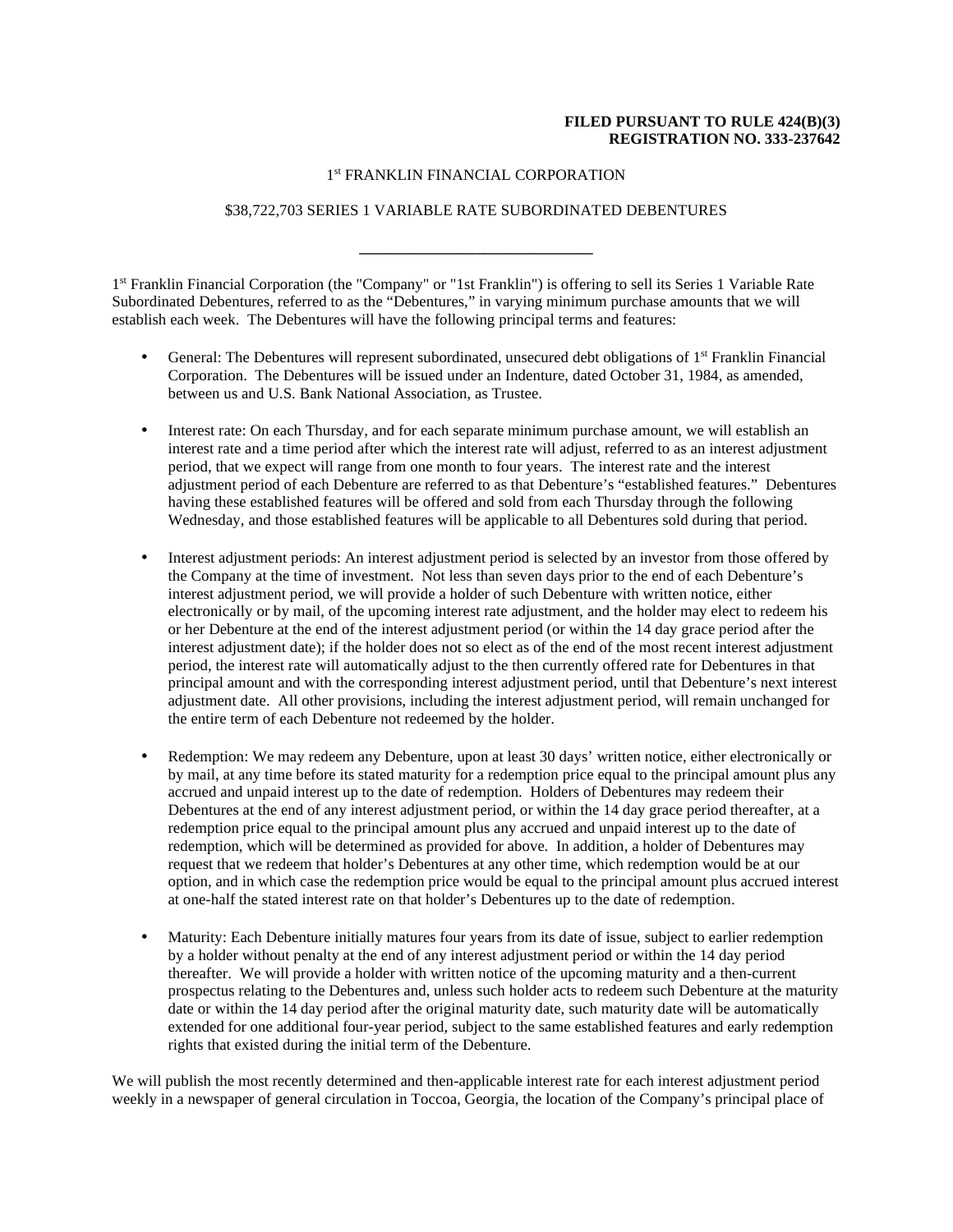**FILED PURSUANT TO RULE 424(B)(3)**
**REGISTRATION NO. 333-237642**

1st FRANKLIN FINANCIAL CORPORATION

$38,722,703 SERIES 1 VARIABLE RATE SUBORDINATED DEBENTURES

---

1st Franklin Financial Corporation (the "Company" or "1st Franklin") is offering to sell its Series 1 Variable Rate Subordinated Debentures, referred to as the "Debentures," in varying minimum purchase amounts that we will establish each week. The Debentures will have the following principal terms and features:

- General: The Debentures will represent subordinated, unsecured debt obligations of 1st Franklin Financial Corporation. The Debentures will be issued under an Indenture, dated October 31, 1984, as amended, between us and U.S. Bank National Association, as Trustee.

- Interest rate: On each Thursday, and for each separate minimum purchase amount, we will establish an interest rate and a time period after which the interest rate will adjust, referred to as an interest adjustment period, that we expect will range from one month to four years. The interest rate and the interest adjustment period of each Debenture are referred to as that Debenture's "established features." Debentures having these established features will be offered and sold from each Thursday through the following Wednesday, and those established features will be applicable to all Debentures sold during that period.

- Interest adjustment periods: An interest adjustment period is selected by an investor from those offered by the Company at the time of investment. Not less than seven days prior to the end of each Debenture's interest adjustment period, we will provide a holder of such Debenture with written notice, either electronically or by mail, of the upcoming interest rate adjustment, and the holder may elect to redeem his or her Debenture at the end of the interest adjustment period (or within the 14 day grace period after the interest adjustment date); if the holder does not so elect as of the end of the most recent interest adjustment period, the interest rate will automatically adjust to the then currently offered rate for Debentures in that principal amount and with the corresponding interest adjustment period, until that Debenture's next interest adjustment date. All other provisions, including the interest adjustment period, will remain unchanged for the entire term of each Debenture not redeemed by the holder.

- Redemption: We may redeem any Debenture, upon at least 30 days' written notice, either electronically or by mail, at any time before its stated maturity for a redemption price equal to the principal amount plus any accrued and unpaid interest up to the date of redemption. Holders of Debentures may redeem their Debentures at the end of any interest adjustment period, or within the 14 day grace period thereafter, at a redemption price equal to the principal amount plus any accrued and unpaid interest up to the date of redemption, which will be determined as provided for above. In addition, a holder of Debentures may request that we redeem that holder's Debentures at any other time, which redemption would be at our option, and in which case the redemption price would be equal to the principal amount plus accrued interest at one-half the stated interest rate on that holder's Debentures up to the date of redemption.

- Maturity: Each Debenture initially matures four years from its date of issue, subject to earlier redemption by a holder without penalty at the end of any interest adjustment period or within the 14 day period thereafter. We will provide a holder with written notice of the upcoming maturity and a then-current prospectus relating to the Debentures and, unless such holder acts to redeem such Debenture at the maturity date or within the 14 day period after the original maturity date, such maturity date will be automatically extended for one additional four-year period, subject to the same established features and early redemption rights that existed during the initial term of the Debenture.

We will publish the most recently determined and then-applicable interest rate for each interest adjustment period weekly in a newspaper of general circulation in Toccoa, Georgia, the location of the Company's principal place of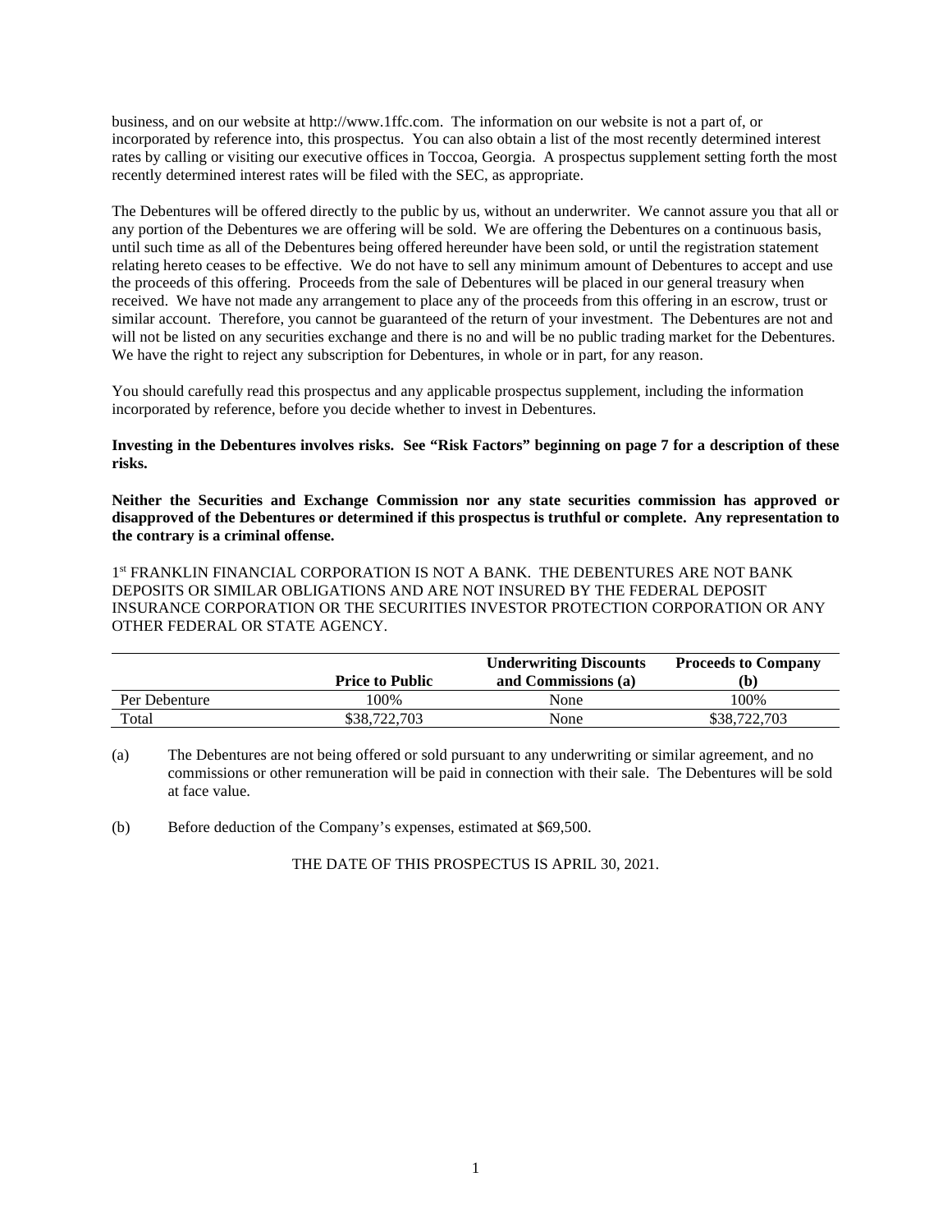business, and on our website at http://www.1ffc.com. The information on our website is not a part of, or incorporated by reference into, this prospectus. You can also obtain a list of the most recently determined interest rates by calling or visiting our executive offices in Toccoa, Georgia. A prospectus supplement setting forth the most recently determined interest rates will be filed with the SEC, as appropriate.

The Debentures will be offered directly to the public by us, without an underwriter. We cannot assure you that all or any portion of the Debentures we are offering will be sold. We are offering the Debentures on a continuous basis, until such time as all of the Debentures being offered hereunder have been sold, or until the registration statement relating hereto ceases to be effective. We do not have to sell any minimum amount of Debentures to accept and use the proceeds of this offering. Proceeds from the sale of Debentures will be placed in our general treasury when received. We have not made any arrangement to place any of the proceeds from this offering in an escrow, trust or similar account. Therefore, you cannot be guaranteed of the return of your investment. The Debentures are not and will not be listed on any securities exchange and there is no and will be no public trading market for the Debentures. We have the right to reject any subscription for Debentures, in whole or in part, for any reason.

You should carefully read this prospectus and any applicable prospectus supplement, including the information incorporated by reference, before you decide whether to invest in Debentures.

**Investing in the Debentures involves risks. See "Risk Factors" beginning on page 7 for a description of these risks.**

**Neither the Securities and Exchange Commission nor any state securities commission has approved or disapproved of the Debentures or determined if this prospectus is truthful or complete. Any representation to the contrary is a criminal offense.**

1st FRANKLIN FINANCIAL CORPORATION IS NOT A BANK. THE DEBENTURES ARE NOT BANK DEPOSITS OR SIMILAR OBLIGATIONS AND ARE NOT INSURED BY THE FEDERAL DEPOSIT INSURANCE CORPORATION OR THE SECURITIES INVESTOR PROTECTION CORPORATION OR ANY OTHER FEDERAL OR STATE AGENCY.

| | Price to Public | Underwriting Discounts and Commissions (a) | Proceeds to Company (b) |
|---|---|---|---|
| Per Debenture | 100% | None | 100% |
| Total | $38,722,703 | None | $38,722,703 |

(a) The Debentures are not being offered or sold pursuant to any underwriting or similar agreement, and no commissions or other remuneration will be paid in connection with their sale. The Debentures will be sold at face value.

(b) Before deduction of the Company's expenses, estimated at $69,500.

THE DATE OF THIS PROSPECTUS IS APRIL 30, 2021.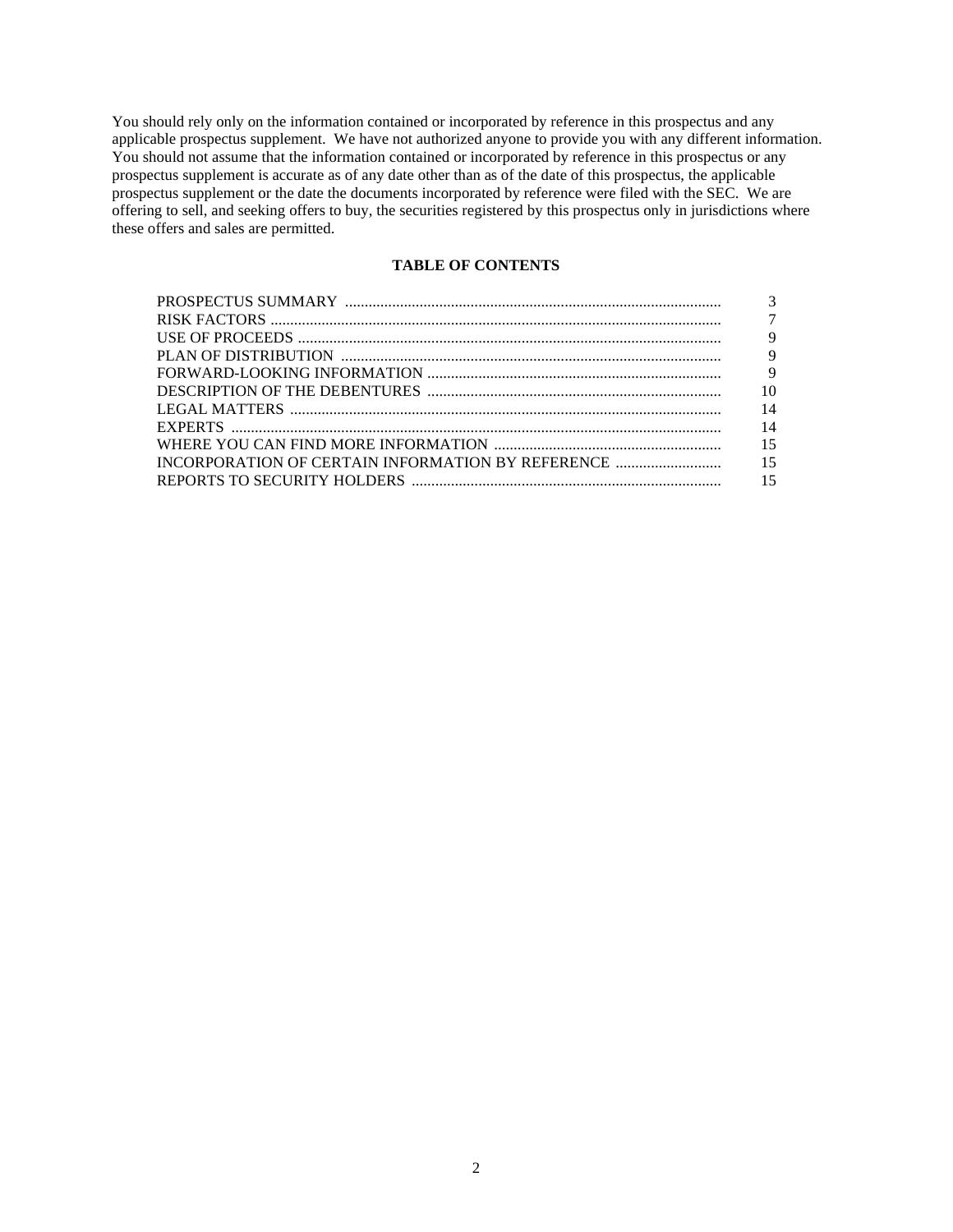You should rely only on the information contained or incorporated by reference in this prospectus and any applicable prospectus supplement. We have not authorized anyone to provide you with any different information. You should not assume that the information contained or incorporated by reference in this prospectus or any prospectus supplement is accurate as of any date other than as of the date of this prospectus, the applicable prospectus supplement or the date the documents incorporated by reference were filed with the SEC. We are offering to sell, and seeking offers to buy, the securities registered by this prospectus only in jurisdictions where these offers and sales are permitted.

**TABLE OF CONTENTS**

| | |
|---|---|
| PROSPECTUS SUMMARY | 3 |
| RISK FACTORS | 7 |
| USE OF PROCEEDS | 9 |
| PLAN OF DISTRIBUTION | 9 |
| FORWARD-LOOKING INFORMATION | 9 |
| DESCRIPTION OF THE DEBENTURES | 10 |
| LEGAL MATTERS | 14 |
| EXPERTS | 14 |
| WHERE YOU CAN FIND MORE INFORMATION | 15 |
| INCORPORATION OF CERTAIN INFORMATION BY REFERENCE | 15 |
| REPORTS TO SECURITY HOLDERS | 15 |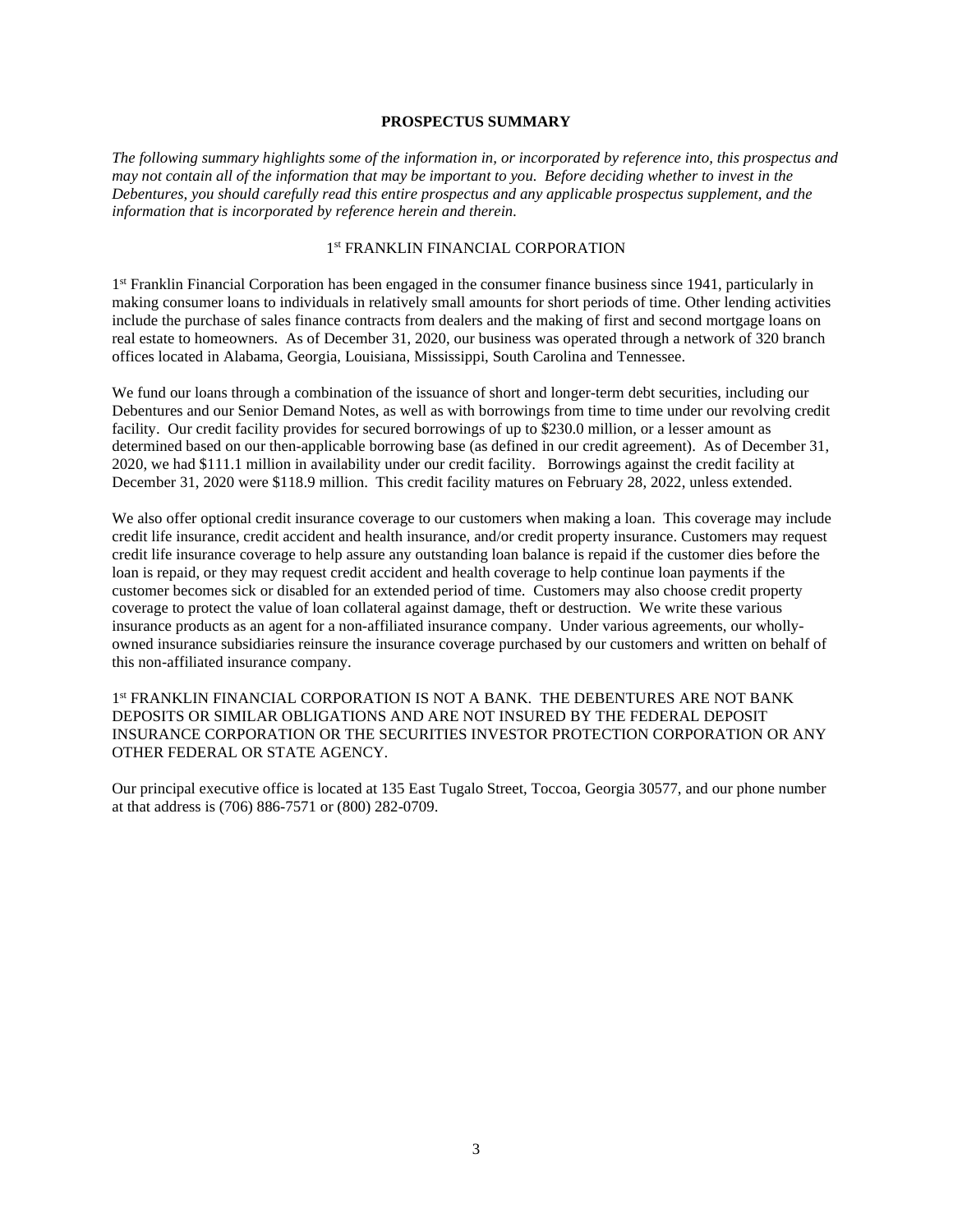## PROSPECTUS SUMMARY

*The following summary highlights some of the information in, or incorporated by reference into, this prospectus and may not contain all of the information that may be important to you. Before deciding whether to invest in the Debentures, you should carefully read this entire prospectus and any applicable prospectus supplement, and the information that is incorporated by reference herein and therein.*

### 1st FRANKLIN FINANCIAL CORPORATION

1st Franklin Financial Corporation has been engaged in the consumer finance business since 1941, particularly in making consumer loans to individuals in relatively small amounts for short periods of time. Other lending activities include the purchase of sales finance contracts from dealers and the making of first and second mortgage loans on real estate to homeowners. As of December 31, 2020, our business was operated through a network of 320 branch offices located in Alabama, Georgia, Louisiana, Mississippi, South Carolina and Tennessee.

We fund our loans through a combination of the issuance of short and longer-term debt securities, including our Debentures and our Senior Demand Notes, as well as with borrowings from time to time under our revolving credit facility. Our credit facility provides for secured borrowings of up to $230.0 million, or a lesser amount as determined based on our then-applicable borrowing base (as defined in our credit agreement). As of December 31, 2020, we had $111.1 million in availability under our credit facility. Borrowings against the credit facility at December 31, 2020 were $118.9 million. This credit facility matures on February 28, 2022, unless extended.

We also offer optional credit insurance coverage to our customers when making a loan. This coverage may include credit life insurance, credit accident and health insurance, and/or credit property insurance. Customers may request credit life insurance coverage to help assure any outstanding loan balance is repaid if the customer dies before the loan is repaid, or they may request credit accident and health coverage to help continue loan payments if the customer becomes sick or disabled for an extended period of time. Customers may also choose credit property coverage to protect the value of loan collateral against damage, theft or destruction. We write these various insurance products as an agent for a non-affiliated insurance company. Under various agreements, our wholly-owned insurance subsidiaries reinsure the insurance coverage purchased by our customers and written on behalf of this non-affiliated insurance company.

1st FRANKLIN FINANCIAL CORPORATION IS NOT A BANK. THE DEBENTURES ARE NOT BANK DEPOSITS OR SIMILAR OBLIGATIONS AND ARE NOT INSURED BY THE FEDERAL DEPOSIT INSURANCE CORPORATION OR THE SECURITIES INVESTOR PROTECTION CORPORATION OR ANY OTHER FEDERAL OR STATE AGENCY.

Our principal executive office is located at 135 East Tugalo Street, Toccoa, Georgia 30577, and our phone number at that address is (706) 886-7571 or (800) 282-0709.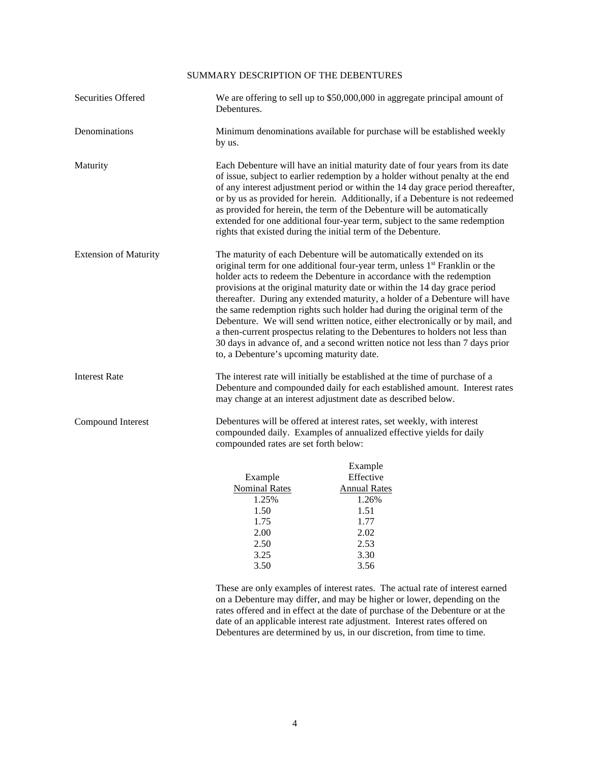## SUMMARY DESCRIPTION OF THE DEBENTURES

**Securities Offered**

We are offering to sell up to $50,000,000 in aggregate principal amount of Debentures.

**Denominations**

Minimum denominations available for purchase will be established weekly by us.

**Maturity**

Each Debenture will have an initial maturity date of four years from its date of issue, subject to earlier redemption by a holder without penalty at the end of any interest adjustment period or within the 14 day grace period thereafter, or by us as provided for herein. Additionally, if a Debenture is not redeemed as provided for herein, the term of the Debenture will be automatically extended for one additional four-year term, subject to the same redemption rights that existed during the initial term of the Debenture.

**Extension of Maturity**

The maturity of each Debenture will be automatically extended on its original term for one additional four-year term, unless 1st Franklin or the holder acts to redeem the Debenture in accordance with the redemption provisions at the original maturity date or within the 14 day grace period thereafter. During any extended maturity, a holder of a Debenture will have the same redemption rights such holder had during the original term of the Debenture. We will send written notice, either electronically or by mail, and a then-current prospectus relating to the Debentures to holders not less than 30 days in advance of, and a second written notice not less than 7 days prior to, a Debenture's upcoming maturity date.

**Interest Rate**

The interest rate will initially be established at the time of purchase of a Debenture and compounded daily for each established amount. Interest rates may change at an interest adjustment date as described below.

**Compound Interest**

Debentures will be offered at interest rates, set weekly, with interest compounded daily. Examples of annualized effective yields for daily compounded rates are set forth below:

| Example Nominal Rates | Example Effective Annual Rates |
|---|---|
| 1.25% | 1.26% |
| 1.50 | 1.51 |
| 1.75 | 1.77 |
| 2.00 | 2.02 |
| 2.50 | 2.53 |
| 3.25 | 3.30 |
| 3.50 | 3.56 |

These are only examples of interest rates. The actual rate of interest earned on a Debenture may differ, and may be higher or lower, depending on the rates offered and in effect at the date of purchase of the Debenture or at the date of an applicable interest rate adjustment. Interest rates offered on Debentures are determined by us, in our discretion, from time to time.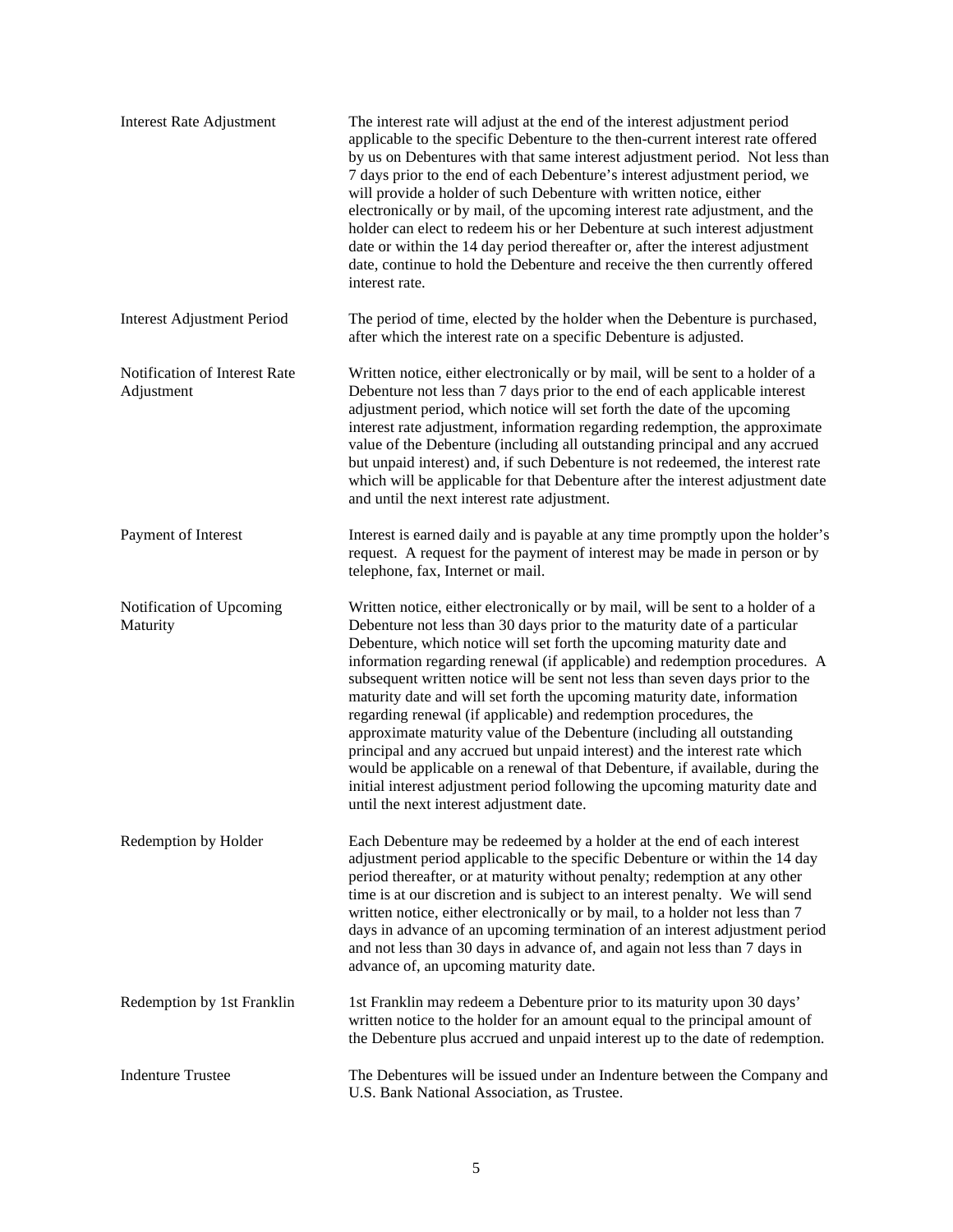| | |
|---|---|
| Interest Rate Adjustment | The interest rate will adjust at the end of the interest adjustment period applicable to the specific Debenture to the then-current interest rate offered by us on Debentures with that same interest adjustment period. Not less than 7 days prior to the end of each Debenture's interest adjustment period, we will provide a holder of such Debenture with written notice, either electronically or by mail, of the upcoming interest rate adjustment, and the holder can elect to redeem his or her Debenture at such interest adjustment date or within the 14 day period thereafter or, after the interest adjustment date, continue to hold the Debenture and receive the then currently offered interest rate. |
| Interest Adjustment Period | The period of time, elected by the holder when the Debenture is purchased, after which the interest rate on a specific Debenture is adjusted. |
| Notification of Interest Rate Adjustment | Written notice, either electronically or by mail, will be sent to a holder of a Debenture not less than 7 days prior to the end of each applicable interest adjustment period, which notice will set forth the date of the upcoming interest rate adjustment, information regarding redemption, the approximate value of the Debenture (including all outstanding principal and any accrued but unpaid interest) and, if such Debenture is not redeemed, the interest rate which will be applicable for that Debenture after the interest adjustment date and until the next interest rate adjustment. |
| Payment of Interest | Interest is earned daily and is payable at any time promptly upon the holder's request. A request for the payment of interest may be made in person or by telephone, fax, Internet or mail. |
| Notification of Upcoming Maturity | Written notice, either electronically or by mail, will be sent to a holder of a Debenture not less than 30 days prior to the maturity date of a particular Debenture, which notice will set forth the upcoming maturity date and information regarding renewal (if applicable) and redemption procedures. A subsequent written notice will be sent not less than seven days prior to the maturity date and will set forth the upcoming maturity date, information regarding renewal (if applicable) and redemption procedures, the approximate maturity value of the Debenture (including all outstanding principal and any accrued but unpaid interest) and the interest rate which would be applicable on a renewal of that Debenture, if available, during the initial interest adjustment period following the upcoming maturity date and until the next interest adjustment date. |
| Redemption by Holder | Each Debenture may be redeemed by a holder at the end of each interest adjustment period applicable to the specific Debenture or within the 14 day period thereafter, or at maturity without penalty; redemption at any other time is at our discretion and is subject to an interest penalty. We will send written notice, either electronically or by mail, to a holder not less than 7 days in advance of an upcoming termination of an interest adjustment period and not less than 30 days in advance of, and again not less than 7 days in advance of, an upcoming maturity date. |
| Redemption by 1st Franklin | 1st Franklin may redeem a Debenture prior to its maturity upon 30 days' written notice to the holder for an amount equal to the principal amount of the Debenture plus accrued and unpaid interest up to the date of redemption. |
| Indenture Trustee | The Debentures will be issued under an Indenture between the Company and U.S. Bank National Association, as Trustee. |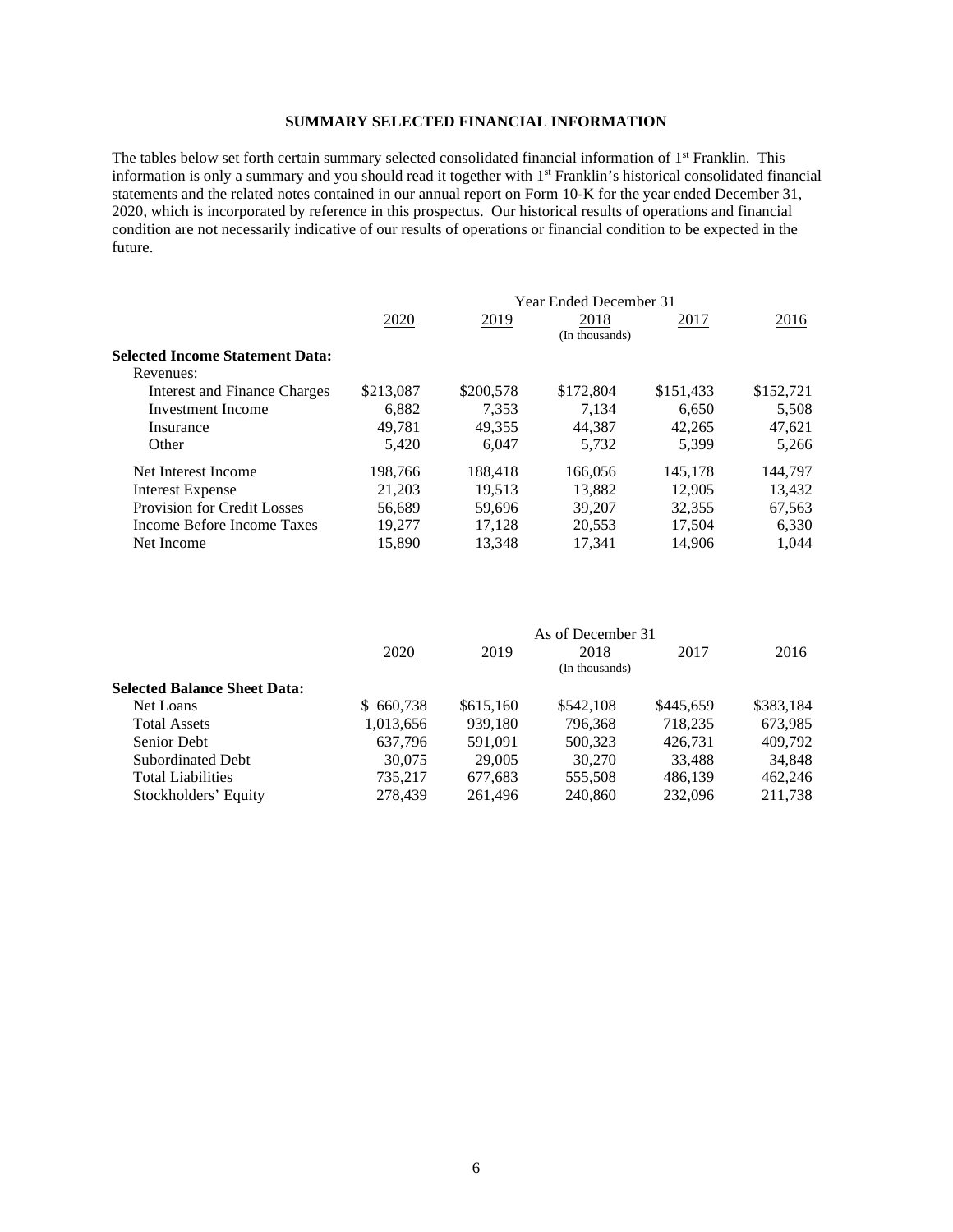## SUMMARY SELECTED FINANCIAL INFORMATION

The tables below set forth certain summary selected consolidated financial information of 1st Franklin. This information is only a summary and you should read it together with 1st Franklin's historical consolidated financial statements and the related notes contained in our annual report on Form 10-K for the year ended December 31, 2020, which is incorporated by reference in this prospectus. Our historical results of operations and financial condition are not necessarily indicative of our results of operations or financial condition to be expected in the future.

| | Year Ended December 31 | | | | |
|---|---|---|---|---|---|
| | 2020 | 2019 | 2018 (In thousands) | 2017 | 2016 |
| **Selected Income Statement Data:** | | | | | |
| Revenues: | | | | | |
| Interest and Finance Charges | $213,087 | $200,578 | $172,804 | $151,433 | $152,721 |
| Investment Income | 6,882 | 7,353 | 7,134 | 6,650 | 5,508 |
| Insurance | 49,781 | 49,355 | 44,387 | 42,265 | 47,621 |
| Other | 5,420 | 6,047 | 5,732 | 5,399 | 5,266 |
| Net Interest Income | 198,766 | 188,418 | 166,056 | 145,178 | 144,797 |
| Interest Expense | 21,203 | 19,513 | 13,882 | 12,905 | 13,432 |
| Provision for Credit Losses | 56,689 | 59,696 | 39,207 | 32,355 | 67,563 |
| Income Before Income Taxes | 19,277 | 17,128 | 20,553 | 17,504 | 6,330 |
| Net Income | 15,890 | 13,348 | 17,341 | 14,906 | 1,044 |

| | As of December 31 | | | | |
|---|---|---|---|---|---|
| | 2020 | 2019 | 2018 (In thousands) | 2017 | 2016 |
| **Selected Balance Sheet Data:** | | | | | |
| Net Loans | $ 660,738 | $615,160 | $542,108 | $445,659 | $383,184 |
| Total Assets | 1,013,656 | 939,180 | 796,368 | 718,235 | 673,985 |
| Senior Debt | 637,796 | 591,091 | 500,323 | 426,731 | 409,792 |
| Subordinated Debt | 30,075 | 29,005 | 30,270 | 33,488 | 34,848 |
| Total Liabilities | 735,217 | 677,683 | 555,508 | 486,139 | 462,246 |
| Stockholders' Equity | 278,439 | 261,496 | 240,860 | 232,096 | 211,738 |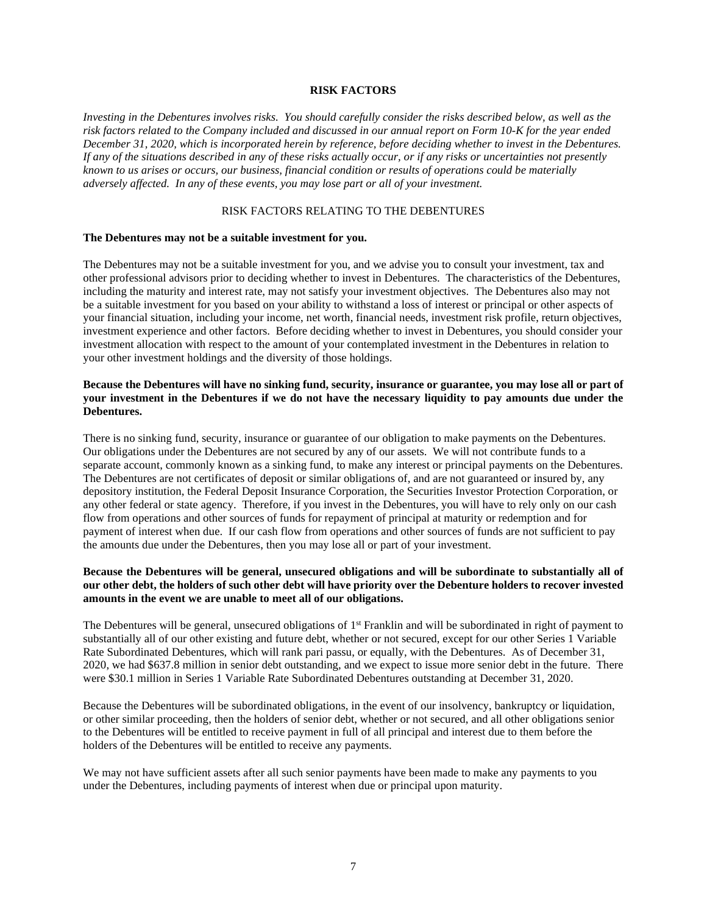## RISK FACTORS

*Investing in the Debentures involves risks. You should carefully consider the risks described below, as well as the risk factors related to the Company included and discussed in our annual report on Form 10-K for the year ended December 31, 2020, which is incorporated herein by reference, before deciding whether to invest in the Debentures. If any of the situations described in any of these risks actually occur, or if any risks or uncertainties not presently known to us arises or occurs, our business, financial condition or results of operations could be materially adversely affected. In any of these events, you may lose part or all of your investment.*

### RISK FACTORS RELATING TO THE DEBENTURES

**The Debentures may not be a suitable investment for you.**

The Debentures may not be a suitable investment for you, and we advise you to consult your investment, tax and other professional advisors prior to deciding whether to invest in Debentures. The characteristics of the Debentures, including the maturity and interest rate, may not satisfy your investment objectives. The Debentures also may not be a suitable investment for you based on your ability to withstand a loss of interest or principal or other aspects of your financial situation, including your income, net worth, financial needs, investment risk profile, return objectives, investment experience and other factors. Before deciding whether to invest in Debentures, you should consider your investment allocation with respect to the amount of your contemplated investment in the Debentures in relation to your other investment holdings and the diversity of those holdings.

**Because the Debentures will have no sinking fund, security, insurance or guarantee, you may lose all or part of your investment in the Debentures if we do not have the necessary liquidity to pay amounts due under the Debentures.**

There is no sinking fund, security, insurance or guarantee of our obligation to make payments on the Debentures. Our obligations under the Debentures are not secured by any of our assets. We will not contribute funds to a separate account, commonly known as a sinking fund, to make any interest or principal payments on the Debentures. The Debentures are not certificates of deposit or similar obligations of, and are not guaranteed or insured by, any depository institution, the Federal Deposit Insurance Corporation, the Securities Investor Protection Corporation, or any other federal or state agency. Therefore, if you invest in the Debentures, you will have to rely only on our cash flow from operations and other sources of funds for repayment of principal at maturity or redemption and for payment of interest when due. If our cash flow from operations and other sources of funds are not sufficient to pay the amounts due under the Debentures, then you may lose all or part of your investment.

**Because the Debentures will be general, unsecured obligations and will be subordinate to substantially all of our other debt, the holders of such other debt will have priority over the Debenture holders to recover invested amounts in the event we are unable to meet all of our obligations.**

The Debentures will be general, unsecured obligations of 1st Franklin and will be subordinated in right of payment to substantially all of our other existing and future debt, whether or not secured, except for our other Series 1 Variable Rate Subordinated Debentures, which will rank pari passu, or equally, with the Debentures. As of December 31, 2020, we had $637.8 million in senior debt outstanding, and we expect to issue more senior debt in the future. There were $30.1 million in Series 1 Variable Rate Subordinated Debentures outstanding at December 31, 2020.

Because the Debentures will be subordinated obligations, in the event of our insolvency, bankruptcy or liquidation, or other similar proceeding, then the holders of senior debt, whether or not secured, and all other obligations senior to the Debentures will be entitled to receive payment in full of all principal and interest due to them before the holders of the Debentures will be entitled to receive any payments.

We may not have sufficient assets after all such senior payments have been made to make any payments to you under the Debentures, including payments of interest when due or principal upon maturity.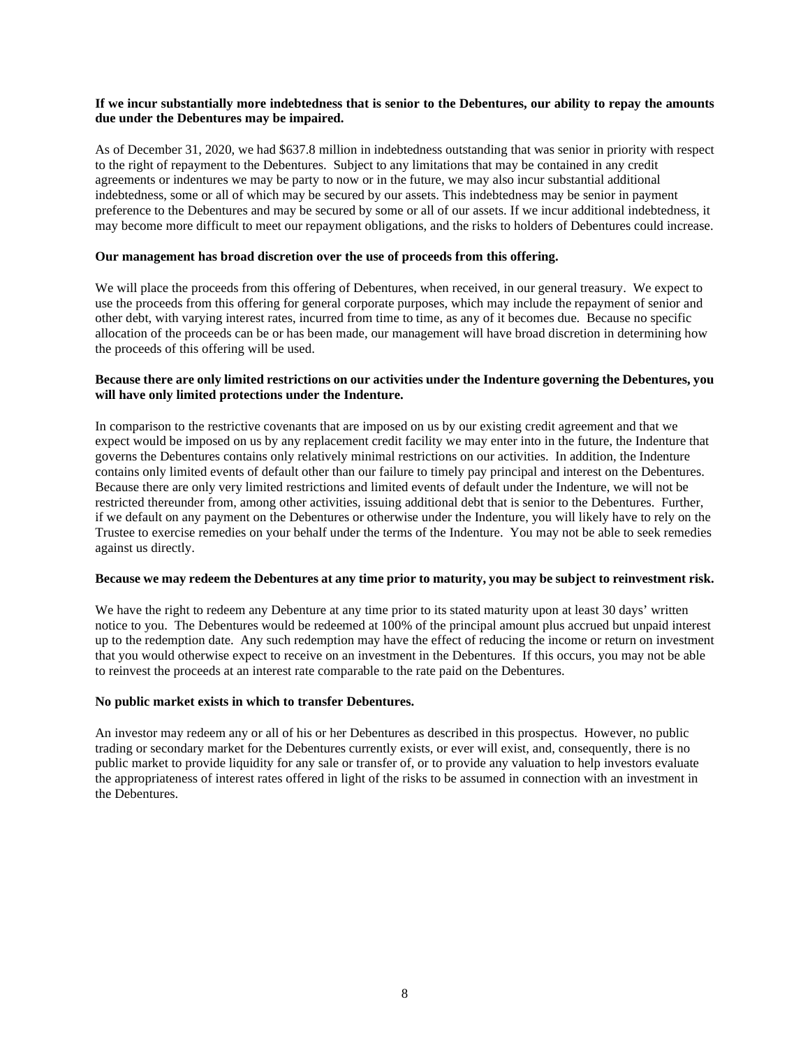**If we incur substantially more indebtedness that is senior to the Debentures, our ability to repay the amounts due under the Debentures may be impaired.**

As of December 31, 2020, we had $637.8 million in indebtedness outstanding that was senior in priority with respect to the right of repayment to the Debentures. Subject to any limitations that may be contained in any credit agreements or indentures we may be party to now or in the future, we may also incur substantial additional indebtedness, some or all of which may be secured by our assets. This indebtedness may be senior in payment preference to the Debentures and may be secured by some or all of our assets. If we incur additional indebtedness, it may become more difficult to meet our repayment obligations, and the risks to holders of Debentures could increase.

**Our management has broad discretion over the use of proceeds from this offering.**

We will place the proceeds from this offering of Debentures, when received, in our general treasury. We expect to use the proceeds from this offering for general corporate purposes, which may include the repayment of senior and other debt, with varying interest rates, incurred from time to time, as any of it becomes due. Because no specific allocation of the proceeds can be or has been made, our management will have broad discretion in determining how the proceeds of this offering will be used.

**Because there are only limited restrictions on our activities under the Indenture governing the Debentures, you will have only limited protections under the Indenture.**

In comparison to the restrictive covenants that are imposed on us by our existing credit agreement and that we expect would be imposed on us by any replacement credit facility we may enter into in the future, the Indenture that governs the Debentures contains only relatively minimal restrictions on our activities. In addition, the Indenture contains only limited events of default other than our failure to timely pay principal and interest on the Debentures. Because there are only very limited restrictions and limited events of default under the Indenture, we will not be restricted thereunder from, among other activities, issuing additional debt that is senior to the Debentures. Further, if we default on any payment on the Debentures or otherwise under the Indenture, you will likely have to rely on the Trustee to exercise remedies on your behalf under the terms of the Indenture. You may not be able to seek remedies against us directly.

**Because we may redeem the Debentures at any time prior to maturity, you may be subject to reinvestment risk.**

We have the right to redeem any Debenture at any time prior to its stated maturity upon at least 30 days' written notice to you. The Debentures would be redeemed at 100% of the principal amount plus accrued but unpaid interest up to the redemption date. Any such redemption may have the effect of reducing the income or return on investment that you would otherwise expect to receive on an investment in the Debentures. If this occurs, you may not be able to reinvest the proceeds at an interest rate comparable to the rate paid on the Debentures.

**No public market exists in which to transfer Debentures.**

An investor may redeem any or all of his or her Debentures as described in this prospectus. However, no public trading or secondary market for the Debentures currently exists, or ever will exist, and, consequently, there is no public market to provide liquidity for any sale or transfer of, or to provide any valuation to help investors evaluate the appropriateness of interest rates offered in light of the risks to be assumed in connection with an investment in the Debentures.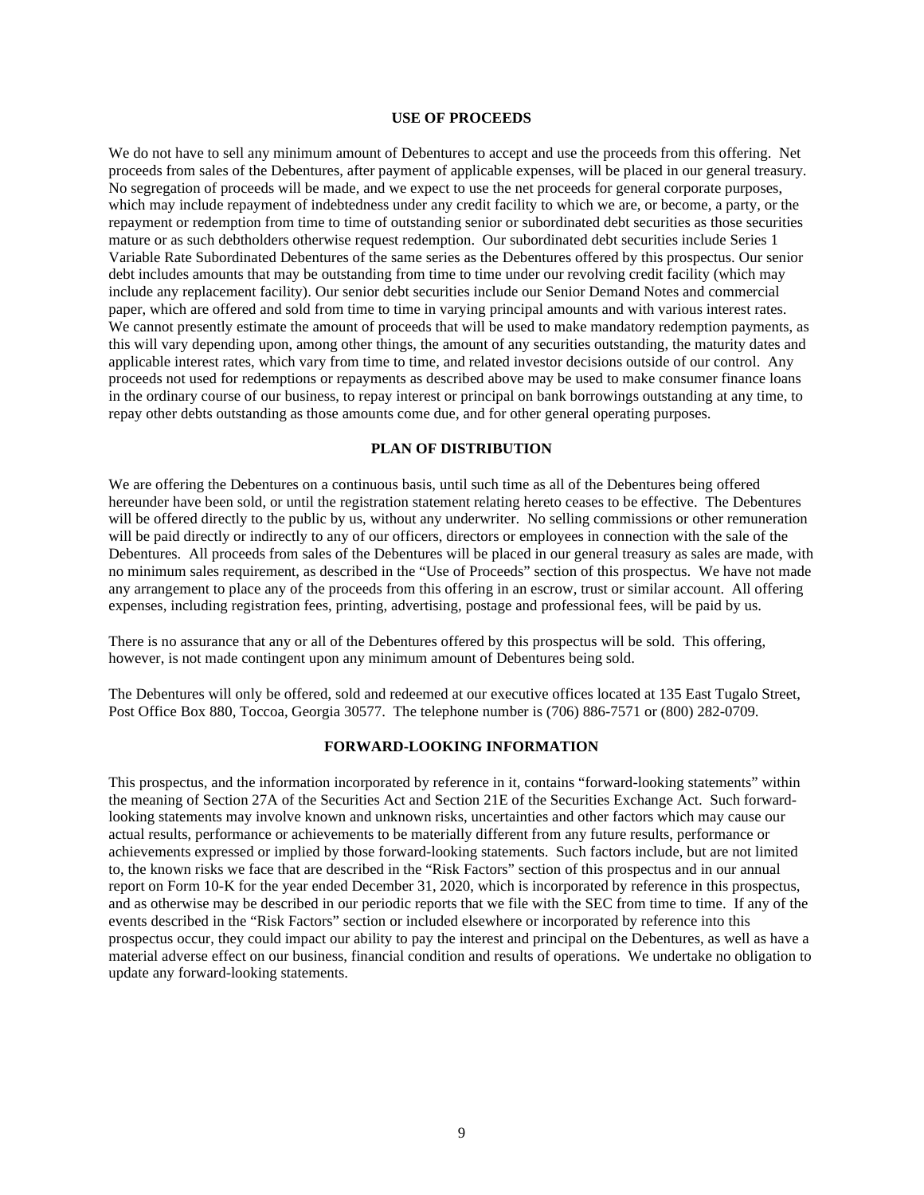## USE OF PROCEEDS

We do not have to sell any minimum amount of Debentures to accept and use the proceeds from this offering. Net proceeds from sales of the Debentures, after payment of applicable expenses, will be placed in our general treasury. No segregation of proceeds will be made, and we expect to use the net proceeds for general corporate purposes, which may include repayment of indebtedness under any credit facility to which we are, or become, a party, or the repayment or redemption from time to time of outstanding senior or subordinated debt securities as those securities mature or as such debtholders otherwise request redemption. Our subordinated debt securities include Series 1 Variable Rate Subordinated Debentures of the same series as the Debentures offered by this prospectus. Our senior debt includes amounts that may be outstanding from time to time under our revolving credit facility (which may include any replacement facility). Our senior debt securities include our Senior Demand Notes and commercial paper, which are offered and sold from time to time in varying principal amounts and with various interest rates. We cannot presently estimate the amount of proceeds that will be used to make mandatory redemption payments, as this will vary depending upon, among other things, the amount of any securities outstanding, the maturity dates and applicable interest rates, which vary from time to time, and related investor decisions outside of our control. Any proceeds not used for redemptions or repayments as described above may be used to make consumer finance loans in the ordinary course of our business, to repay interest or principal on bank borrowings outstanding at any time, to repay other debts outstanding as those amounts come due, and for other general operating purposes.

## PLAN OF DISTRIBUTION

We are offering the Debentures on a continuous basis, until such time as all of the Debentures being offered hereunder have been sold, or until the registration statement relating hereto ceases to be effective. The Debentures will be offered directly to the public by us, without any underwriter. No selling commissions or other remuneration will be paid directly or indirectly to any of our officers, directors or employees in connection with the sale of the Debentures. All proceeds from sales of the Debentures will be placed in our general treasury as sales are made, with no minimum sales requirement, as described in the "Use of Proceeds" section of this prospectus. We have not made any arrangement to place any of the proceeds from this offering in an escrow, trust or similar account. All offering expenses, including registration fees, printing, advertising, postage and professional fees, will be paid by us.

There is no assurance that any or all of the Debentures offered by this prospectus will be sold. This offering, however, is not made contingent upon any minimum amount of Debentures being sold.

The Debentures will only be offered, sold and redeemed at our executive offices located at 135 East Tugalo Street, Post Office Box 880, Toccoa, Georgia 30577. The telephone number is (706) 886-7571 or (800) 282-0709.

## FORWARD-LOOKING INFORMATION

This prospectus, and the information incorporated by reference in it, contains "forward-looking statements" within the meaning of Section 27A of the Securities Act and Section 21E of the Securities Exchange Act. Such forward-looking statements may involve known and unknown risks, uncertainties and other factors which may cause our actual results, performance or achievements to be materially different from any future results, performance or achievements expressed or implied by those forward-looking statements. Such factors include, but are not limited to, the known risks we face that are described in the "Risk Factors" section of this prospectus and in our annual report on Form 10-K for the year ended December 31, 2020, which is incorporated by reference in this prospectus, and as otherwise may be described in our periodic reports that we file with the SEC from time to time. If any of the events described in the "Risk Factors" section or included elsewhere or incorporated by reference into this prospectus occur, they could impact our ability to pay the interest and principal on the Debentures, as well as have a material adverse effect on our business, financial condition and results of operations. We undertake no obligation to update any forward-looking statements.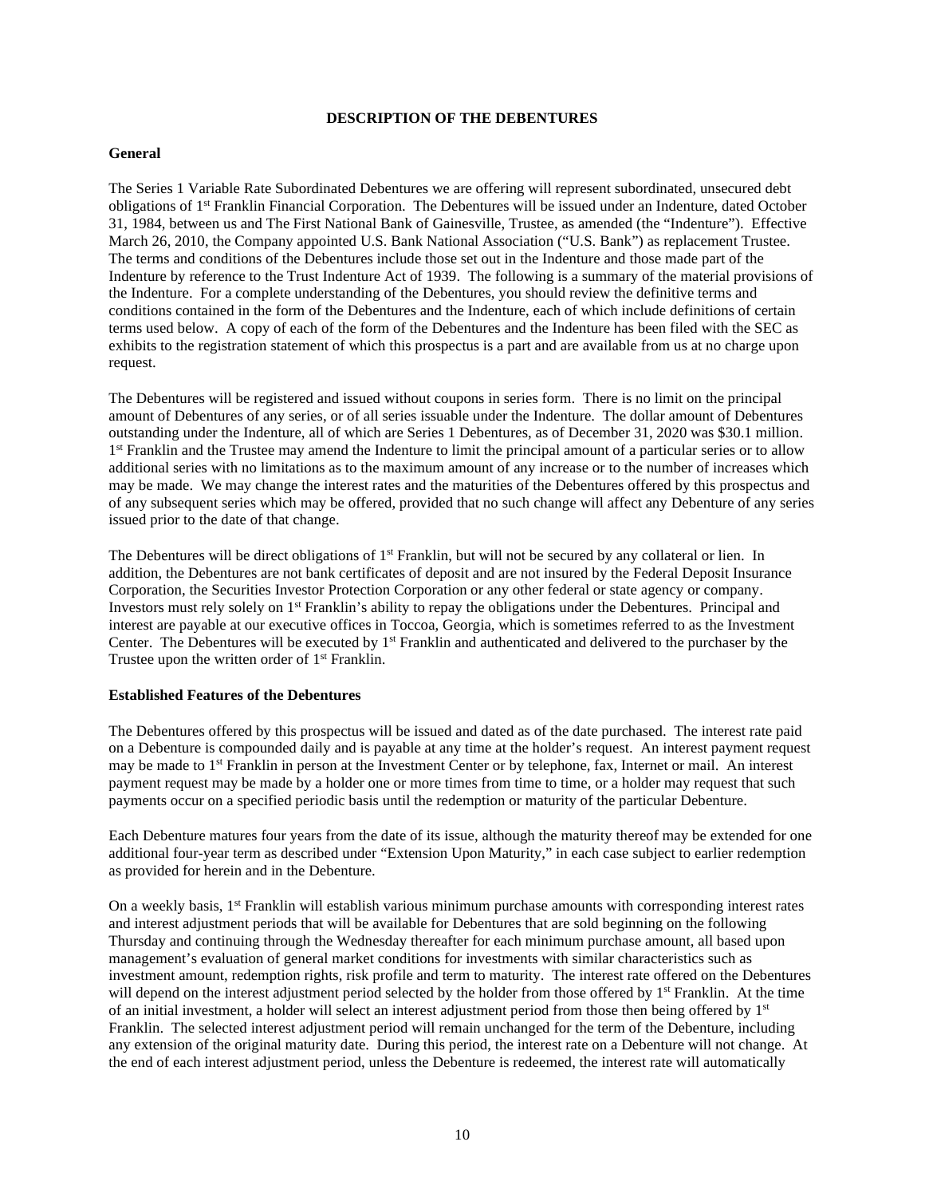## DESCRIPTION OF THE DEBENTURES

### General

The Series 1 Variable Rate Subordinated Debentures we are offering will represent subordinated, unsecured debt obligations of 1st Franklin Financial Corporation. The Debentures will be issued under an Indenture, dated October 31, 1984, between us and The First National Bank of Gainesville, Trustee, as amended (the "Indenture"). Effective March 26, 2010, the Company appointed U.S. Bank National Association ("U.S. Bank") as replacement Trustee. The terms and conditions of the Debentures include those set out in the Indenture and those made part of the Indenture by reference to the Trust Indenture Act of 1939. The following is a summary of the material provisions of the Indenture. For a complete understanding of the Debentures, you should review the definitive terms and conditions contained in the form of the Debentures and the Indenture, each of which include definitions of certain terms used below. A copy of each of the form of the Debentures and the Indenture has been filed with the SEC as exhibits to the registration statement of which this prospectus is a part and are available from us at no charge upon request.

The Debentures will be registered and issued without coupons in series form. There is no limit on the principal amount of Debentures of any series, or of all series issuable under the Indenture. The dollar amount of Debentures outstanding under the Indenture, all of which are Series 1 Debentures, as of December 31, 2020 was $30.1 million. 1st Franklin and the Trustee may amend the Indenture to limit the principal amount of a particular series or to allow additional series with no limitations as to the maximum amount of any increase or to the number of increases which may be made. We may change the interest rates and the maturities of the Debentures offered by this prospectus and of any subsequent series which may be offered, provided that no such change will affect any Debenture of any series issued prior to the date of that change.

The Debentures will be direct obligations of 1st Franklin, but will not be secured by any collateral or lien. In addition, the Debentures are not bank certificates of deposit and are not insured by the Federal Deposit Insurance Corporation, the Securities Investor Protection Corporation or any other federal or state agency or company. Investors must rely solely on 1st Franklin's ability to repay the obligations under the Debentures. Principal and interest are payable at our executive offices in Toccoa, Georgia, which is sometimes referred to as the Investment Center. The Debentures will be executed by 1st Franklin and authenticated and delivered to the purchaser by the Trustee upon the written order of 1st Franklin.

### Established Features of the Debentures

The Debentures offered by this prospectus will be issued and dated as of the date purchased. The interest rate paid on a Debenture is compounded daily and is payable at any time at the holder's request. An interest payment request may be made to 1st Franklin in person at the Investment Center or by telephone, fax, Internet or mail. An interest payment request may be made by a holder one or more times from time to time, or a holder may request that such payments occur on a specified periodic basis until the redemption or maturity of the particular Debenture.

Each Debenture matures four years from the date of its issue, although the maturity thereof may be extended for one additional four-year term as described under "Extension Upon Maturity," in each case subject to earlier redemption as provided for herein and in the Debenture.

On a weekly basis, 1st Franklin will establish various minimum purchase amounts with corresponding interest rates and interest adjustment periods that will be available for Debentures that are sold beginning on the following Thursday and continuing through the Wednesday thereafter for each minimum purchase amount, all based upon management's evaluation of general market conditions for investments with similar characteristics such as investment amount, redemption rights, risk profile and term to maturity. The interest rate offered on the Debentures will depend on the interest adjustment period selected by the holder from those offered by 1st Franklin. At the time of an initial investment, a holder will select an interest adjustment period from those then being offered by 1st Franklin. The selected interest adjustment period will remain unchanged for the term of the Debenture, including any extension of the original maturity date. During this period, the interest rate on a Debenture will not change. At the end of each interest adjustment period, unless the Debenture is redeemed, the interest rate will automatically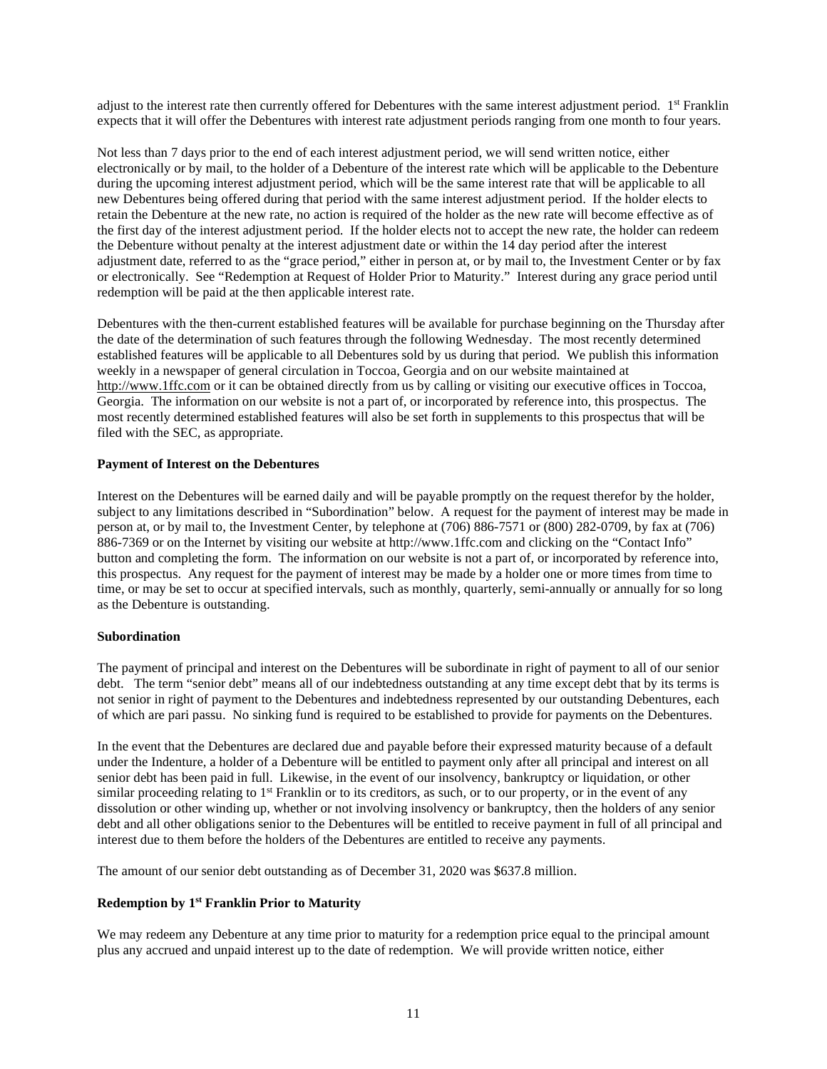adjust to the interest rate then currently offered for Debentures with the same interest adjustment period. 1st Franklin expects that it will offer the Debentures with interest rate adjustment periods ranging from one month to four years.

Not less than 7 days prior to the end of each interest adjustment period, we will send written notice, either electronically or by mail, to the holder of a Debenture of the interest rate which will be applicable to the Debenture during the upcoming interest adjustment period, which will be the same interest rate that will be applicable to all new Debentures being offered during that period with the same interest adjustment period. If the holder elects to retain the Debenture at the new rate, no action is required of the holder as the new rate will become effective as of the first day of the interest adjustment period. If the holder elects not to accept the new rate, the holder can redeem the Debenture without penalty at the interest adjustment date or within the 14 day period after the interest adjustment date, referred to as the "grace period," either in person at, or by mail to, the Investment Center or by fax or electronically. See "Redemption at Request of Holder Prior to Maturity." Interest during any grace period until redemption will be paid at the then applicable interest rate.

Debentures with the then-current established features will be available for purchase beginning on the Thursday after the date of the determination of such features through the following Wednesday. The most recently determined established features will be applicable to all Debentures sold by us during that period. We publish this information weekly in a newspaper of general circulation in Toccoa, Georgia and on our website maintained at http://www.1ffc.com or it can be obtained directly from us by calling or visiting our executive offices in Toccoa, Georgia. The information on our website is not a part of, or incorporated by reference into, this prospectus. The most recently determined established features will also be set forth in supplements to this prospectus that will be filed with the SEC, as appropriate.

**Payment of Interest on the Debentures**

Interest on the Debentures will be earned daily and will be payable promptly on the request therefor by the holder, subject to any limitations described in "Subordination" below. A request for the payment of interest may be made in person at, or by mail to, the Investment Center, by telephone at (706) 886-7571 or (800) 282-0709, by fax at (706) 886-7369 or on the Internet by visiting our website at http://www.1ffc.com and clicking on the "Contact Info" button and completing the form. The information on our website is not a part of, or incorporated by reference into, this prospectus. Any request for the payment of interest may be made by a holder one or more times from time to time, or may be set to occur at specified intervals, such as monthly, quarterly, semi-annually or annually for so long as the Debenture is outstanding.

**Subordination**

The payment of principal and interest on the Debentures will be subordinate in right of payment to all of our senior debt. The term "senior debt" means all of our indebtedness outstanding at any time except debt that by its terms is not senior in right of payment to the Debentures and indebtedness represented by our outstanding Debentures, each of which are pari passu. No sinking fund is required to be established to provide for payments on the Debentures.

In the event that the Debentures are declared due and payable before their expressed maturity because of a default under the Indenture, a holder of a Debenture will be entitled to payment only after all principal and interest on all senior debt has been paid in full. Likewise, in the event of our insolvency, bankruptcy or liquidation, or other similar proceeding relating to 1st Franklin or to its creditors, as such, or to our property, or in the event of any dissolution or other winding up, whether or not involving insolvency or bankruptcy, then the holders of any senior debt and all other obligations senior to the Debentures will be entitled to receive payment in full of all principal and interest due to them before the holders of the Debentures are entitled to receive any payments.

The amount of our senior debt outstanding as of December 31, 2020 was $637.8 million.

**Redemption by 1st Franklin Prior to Maturity**

We may redeem any Debenture at any time prior to maturity for a redemption price equal to the principal amount plus any accrued and unpaid interest up to the date of redemption. We will provide written notice, either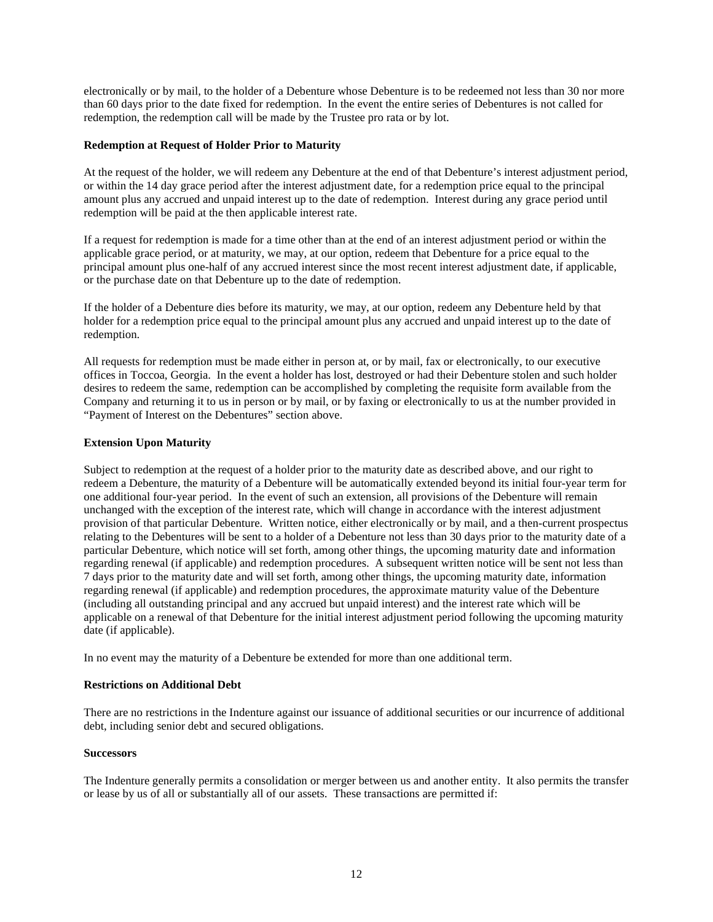electronically or by mail, to the holder of a Debenture whose Debenture is to be redeemed not less than 30 nor more than 60 days prior to the date fixed for redemption. In the event the entire series of Debentures is not called for redemption, the redemption call will be made by the Trustee pro rata or by lot.

**Redemption at Request of Holder Prior to Maturity**

At the request of the holder, we will redeem any Debenture at the end of that Debenture's interest adjustment period, or within the 14 day grace period after the interest adjustment date, for a redemption price equal to the principal amount plus any accrued and unpaid interest up to the date of redemption. Interest during any grace period until redemption will be paid at the then applicable interest rate.

If a request for redemption is made for a time other than at the end of an interest adjustment period or within the applicable grace period, or at maturity, we may, at our option, redeem that Debenture for a price equal to the principal amount plus one-half of any accrued interest since the most recent interest adjustment date, if applicable, or the purchase date on that Debenture up to the date of redemption.

If the holder of a Debenture dies before its maturity, we may, at our option, redeem any Debenture held by that holder for a redemption price equal to the principal amount plus any accrued and unpaid interest up to the date of redemption.

All requests for redemption must be made either in person at, or by mail, fax or electronically, to our executive offices in Toccoa, Georgia. In the event a holder has lost, destroyed or had their Debenture stolen and such holder desires to redeem the same, redemption can be accomplished by completing the requisite form available from the Company and returning it to us in person or by mail, or by faxing or electronically to us at the number provided in "Payment of Interest on the Debentures" section above.

**Extension Upon Maturity**

Subject to redemption at the request of a holder prior to the maturity date as described above, and our right to redeem a Debenture, the maturity of a Debenture will be automatically extended beyond its initial four-year term for one additional four-year period. In the event of such an extension, all provisions of the Debenture will remain unchanged with the exception of the interest rate, which will change in accordance with the interest adjustment provision of that particular Debenture. Written notice, either electronically or by mail, and a then-current prospectus relating to the Debentures will be sent to a holder of a Debenture not less than 30 days prior to the maturity date of a particular Debenture, which notice will set forth, among other things, the upcoming maturity date and information regarding renewal (if applicable) and redemption procedures. A subsequent written notice will be sent not less than 7 days prior to the maturity date and will set forth, among other things, the upcoming maturity date, information regarding renewal (if applicable) and redemption procedures, the approximate maturity value of the Debenture (including all outstanding principal and any accrued but unpaid interest) and the interest rate which will be applicable on a renewal of that Debenture for the initial interest adjustment period following the upcoming maturity date (if applicable).

In no event may the maturity of a Debenture be extended for more than one additional term.

**Restrictions on Additional Debt**

There are no restrictions in the Indenture against our issuance of additional securities or our incurrence of additional debt, including senior debt and secured obligations.

**Successors**

The Indenture generally permits a consolidation or merger between us and another entity. It also permits the transfer or lease by us of all or substantially all of our assets. These transactions are permitted if: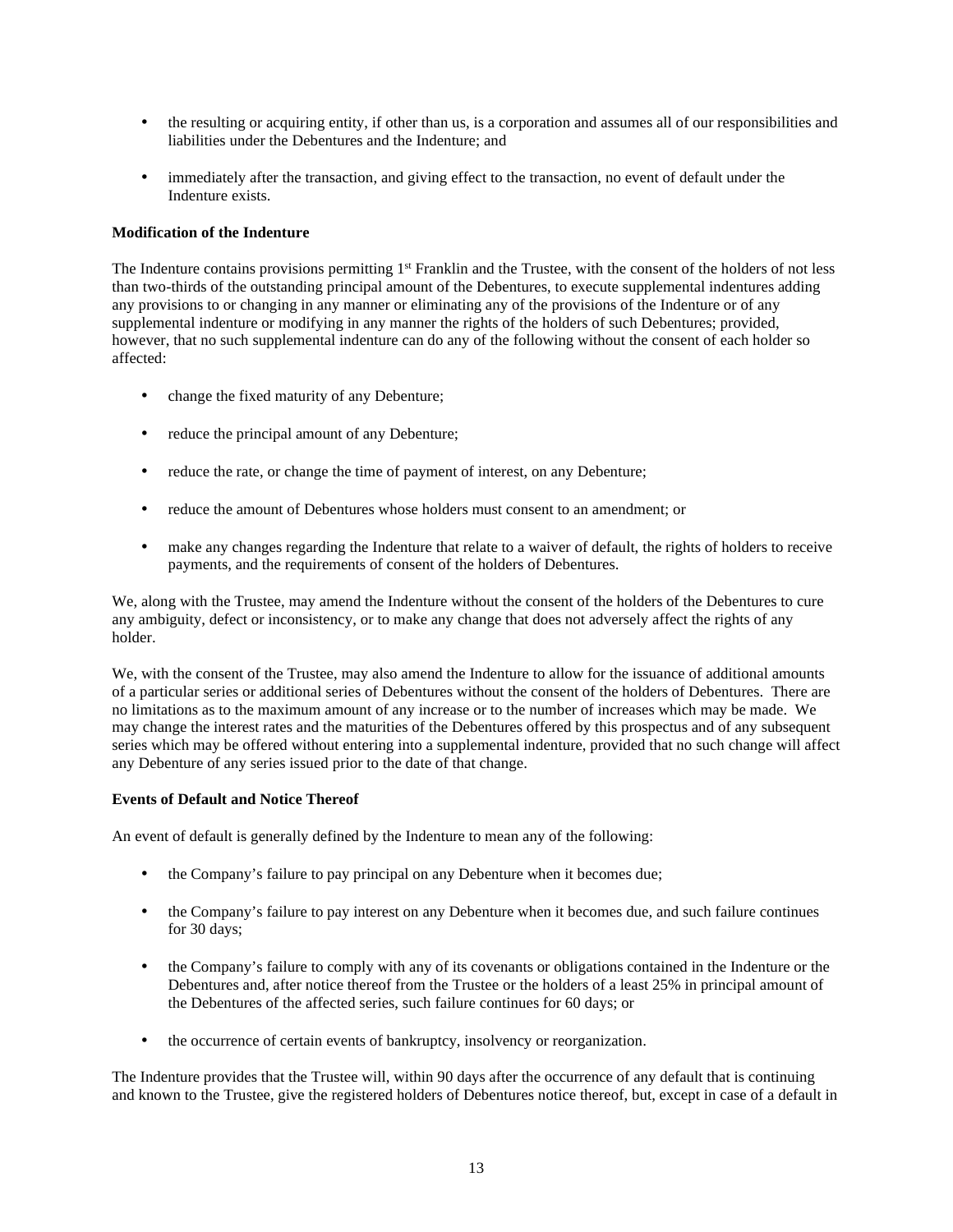- the resulting or acquiring entity, if other than us, is a corporation and assumes all of our responsibilities and liabilities under the Debentures and the Indenture; and

- immediately after the transaction, and giving effect to the transaction, no event of default under the Indenture exists.

**Modification of the Indenture**

The Indenture contains provisions permitting 1st Franklin and the Trustee, with the consent of the holders of not less than two-thirds of the outstanding principal amount of the Debentures, to execute supplemental indentures adding any provisions to or changing in any manner or eliminating any of the provisions of the Indenture or of any supplemental indenture or modifying in any manner the rights of the holders of such Debentures; provided, however, that no such supplemental indenture can do any of the following without the consent of each holder so affected:

- change the fixed maturity of any Debenture;

- reduce the principal amount of any Debenture;

- reduce the rate, or change the time of payment of interest, on any Debenture;

- reduce the amount of Debentures whose holders must consent to an amendment; or

- make any changes regarding the Indenture that relate to a waiver of default, the rights of holders to receive payments, and the requirements of consent of the holders of Debentures.

We, along with the Trustee, may amend the Indenture without the consent of the holders of the Debentures to cure any ambiguity, defect or inconsistency, or to make any change that does not adversely affect the rights of any holder.

We, with the consent of the Trustee, may also amend the Indenture to allow for the issuance of additional amounts of a particular series or additional series of Debentures without the consent of the holders of Debentures. There are no limitations as to the maximum amount of any increase or to the number of increases which may be made. We may change the interest rates and the maturities of the Debentures offered by this prospectus and of any subsequent series which may be offered without entering into a supplemental indenture, provided that no such change will affect any Debenture of any series issued prior to the date of that change.

**Events of Default and Notice Thereof**

An event of default is generally defined by the Indenture to mean any of the following:

- the Company's failure to pay principal on any Debenture when it becomes due;

- the Company's failure to pay interest on any Debenture when it becomes due, and such failure continues for 30 days;

- the Company's failure to comply with any of its covenants or obligations contained in the Indenture or the Debentures and, after notice thereof from the Trustee or the holders of a least 25% in principal amount of the Debentures of the affected series, such failure continues for 60 days; or

- the occurrence of certain events of bankruptcy, insolvency or reorganization.

The Indenture provides that the Trustee will, within 90 days after the occurrence of any default that is continuing and known to the Trustee, give the registered holders of Debentures notice thereof, but, except in case of a default in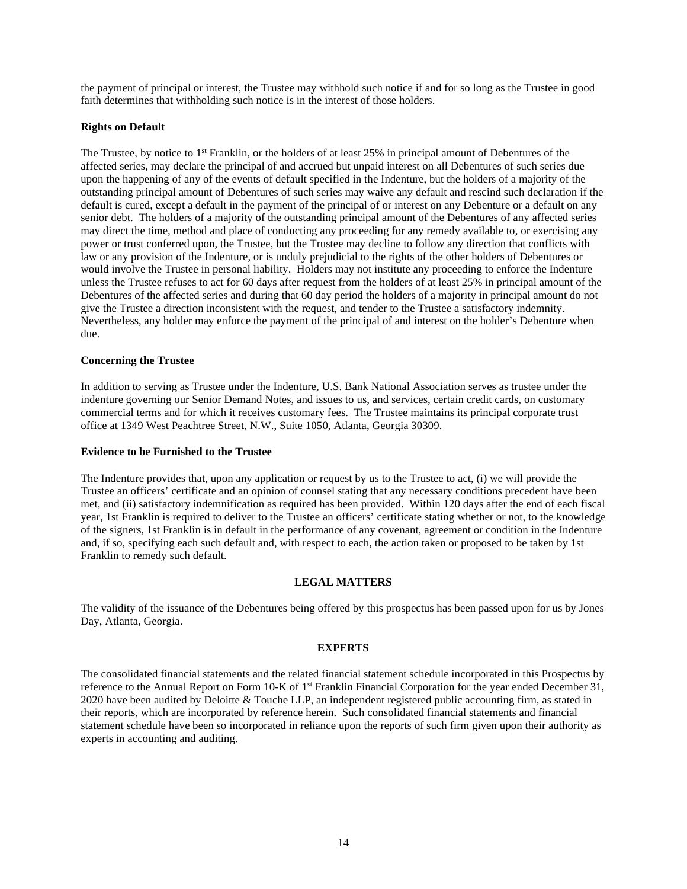the payment of principal or interest, the Trustee may withhold such notice if and for so long as the Trustee in good faith determines that withholding such notice is in the interest of those holders.

**Rights on Default**

The Trustee, by notice to 1st Franklin, or the holders of at least 25% in principal amount of Debentures of the affected series, may declare the principal of and accrued but unpaid interest on all Debentures of such series due upon the happening of any of the events of default specified in the Indenture, but the holders of a majority of the outstanding principal amount of Debentures of such series may waive any default and rescind such declaration if the default is cured, except a default in the payment of the principal of or interest on any Debenture or a default on any senior debt. The holders of a majority of the outstanding principal amount of the Debentures of any affected series may direct the time, method and place of conducting any proceeding for any remedy available to, or exercising any power or trust conferred upon, the Trustee, but the Trustee may decline to follow any direction that conflicts with law or any provision of the Indenture, or is unduly prejudicial to the rights of the other holders of Debentures or would involve the Trustee in personal liability. Holders may not institute any proceeding to enforce the Indenture unless the Trustee refuses to act for 60 days after request from the holders of at least 25% in principal amount of the Debentures of the affected series and during that 60 day period the holders of a majority in principal amount do not give the Trustee a direction inconsistent with the request, and tender to the Trustee a satisfactory indemnity. Nevertheless, any holder may enforce the payment of the principal of and interest on the holder's Debenture when due.

**Concerning the Trustee**

In addition to serving as Trustee under the Indenture, U.S. Bank National Association serves as trustee under the indenture governing our Senior Demand Notes, and issues to us, and services, certain credit cards, on customary commercial terms and for which it receives customary fees. The Trustee maintains its principal corporate trust office at 1349 West Peachtree Street, N.W., Suite 1050, Atlanta, Georgia 30309.

**Evidence to be Furnished to the Trustee**

The Indenture provides that, upon any application or request by us to the Trustee to act, (i) we will provide the Trustee an officers' certificate and an opinion of counsel stating that any necessary conditions precedent have been met, and (ii) satisfactory indemnification as required has been provided. Within 120 days after the end of each fiscal year, 1st Franklin is required to deliver to the Trustee an officers' certificate stating whether or not, to the knowledge of the signers, 1st Franklin is in default in the performance of any covenant, agreement or condition in the Indenture and, if so, specifying each such default and, with respect to each, the action taken or proposed to be taken by 1st Franklin to remedy such default.

## LEGAL MATTERS

The validity of the issuance of the Debentures being offered by this prospectus has been passed upon for us by Jones Day, Atlanta, Georgia.

## EXPERTS

The consolidated financial statements and the related financial statement schedule incorporated in this Prospectus by reference to the Annual Report on Form 10-K of 1st Franklin Financial Corporation for the year ended December 31, 2020 have been audited by Deloitte & Touche LLP, an independent registered public accounting firm, as stated in their reports, which are incorporated by reference herein. Such consolidated financial statements and financial statement schedule have been so incorporated in reliance upon the reports of such firm given upon their authority as experts in accounting and auditing.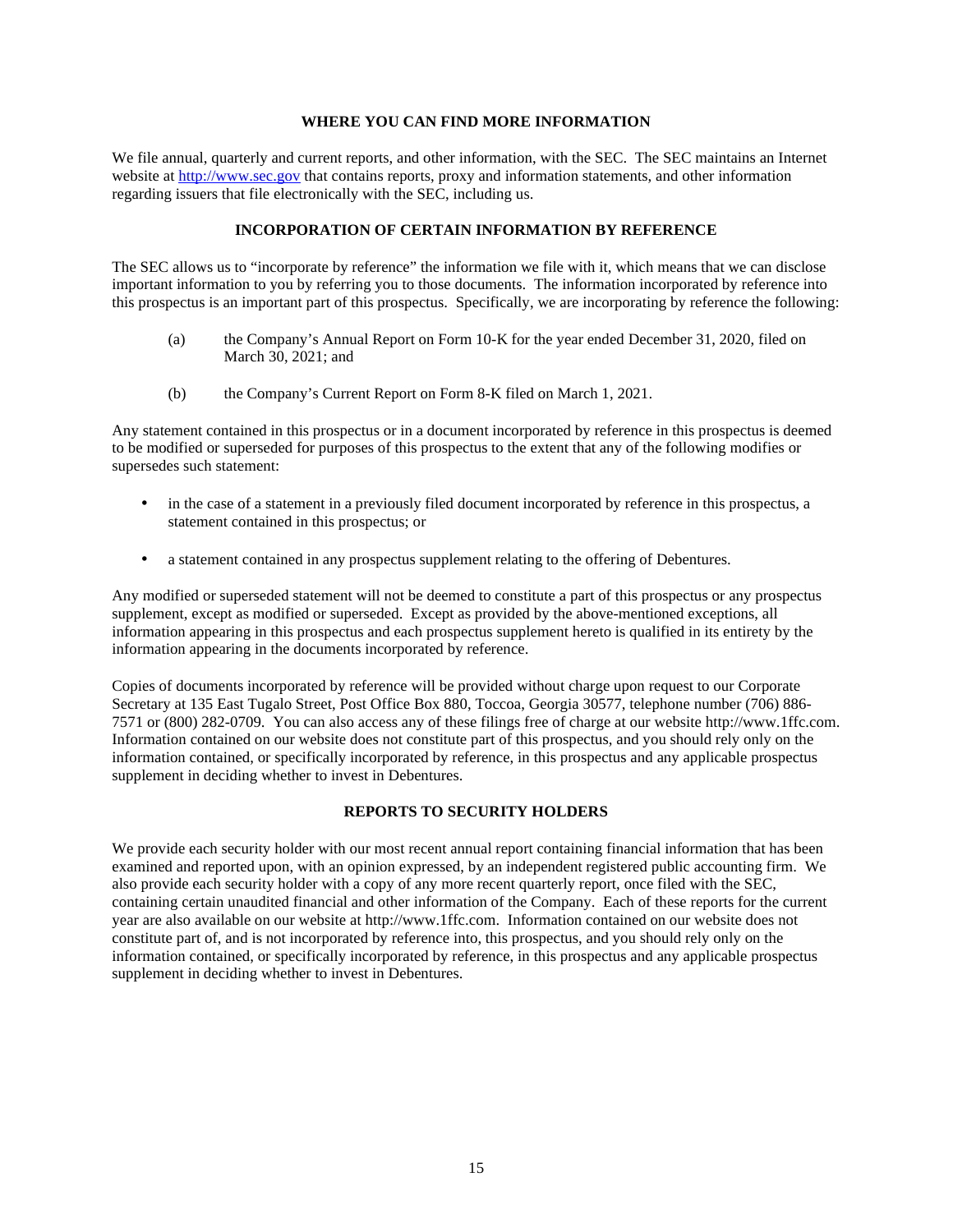## WHERE YOU CAN FIND MORE INFORMATION

We file annual, quarterly and current reports, and other information, with the SEC. The SEC maintains an Internet website at http://www.sec.gov that contains reports, proxy and information statements, and other information regarding issuers that file electronically with the SEC, including us.

## INCORPORATION OF CERTAIN INFORMATION BY REFERENCE

The SEC allows us to "incorporate by reference" the information we file with it, which means that we can disclose important information to you by referring you to those documents. The information incorporated by reference into this prospectus is an important part of this prospectus. Specifically, we are incorporating by reference the following:

(a) the Company's Annual Report on Form 10-K for the year ended December 31, 2020, filed on March 30, 2021; and

(b) the Company's Current Report on Form 8-K filed on March 1, 2021.

Any statement contained in this prospectus or in a document incorporated by reference in this prospectus is deemed to be modified or superseded for purposes of this prospectus to the extent that any of the following modifies or supersedes such statement:

- in the case of a statement in a previously filed document incorporated by reference in this prospectus, a statement contained in this prospectus; or
- a statement contained in any prospectus supplement relating to the offering of Debentures.

Any modified or superseded statement will not be deemed to constitute a part of this prospectus or any prospectus supplement, except as modified or superseded. Except as provided by the above-mentioned exceptions, all information appearing in this prospectus and each prospectus supplement hereto is qualified in its entirety by the information appearing in the documents incorporated by reference.

Copies of documents incorporated by reference will be provided without charge upon request to our Corporate Secretary at 135 East Tugalo Street, Post Office Box 880, Toccoa, Georgia 30577, telephone number (706) 886-7571 or (800) 282-0709. You can also access any of these filings free of charge at our website http://www.1ffc.com. Information contained on our website does not constitute part of this prospectus, and you should rely only on the information contained, or specifically incorporated by reference, in this prospectus and any applicable prospectus supplement in deciding whether to invest in Debentures.

## REPORTS TO SECURITY HOLDERS

We provide each security holder with our most recent annual report containing financial information that has been examined and reported upon, with an opinion expressed, by an independent registered public accounting firm. We also provide each security holder with a copy of any more recent quarterly report, once filed with the SEC, containing certain unaudited financial and other information of the Company. Each of these reports for the current year are also available on our website at http://www.1ffc.com. Information contained on our website does not constitute part of, and is not incorporated by reference into, this prospectus, and you should rely only on the information contained, or specifically incorporated by reference, in this prospectus and any applicable prospectus supplement in deciding whether to invest in Debentures.